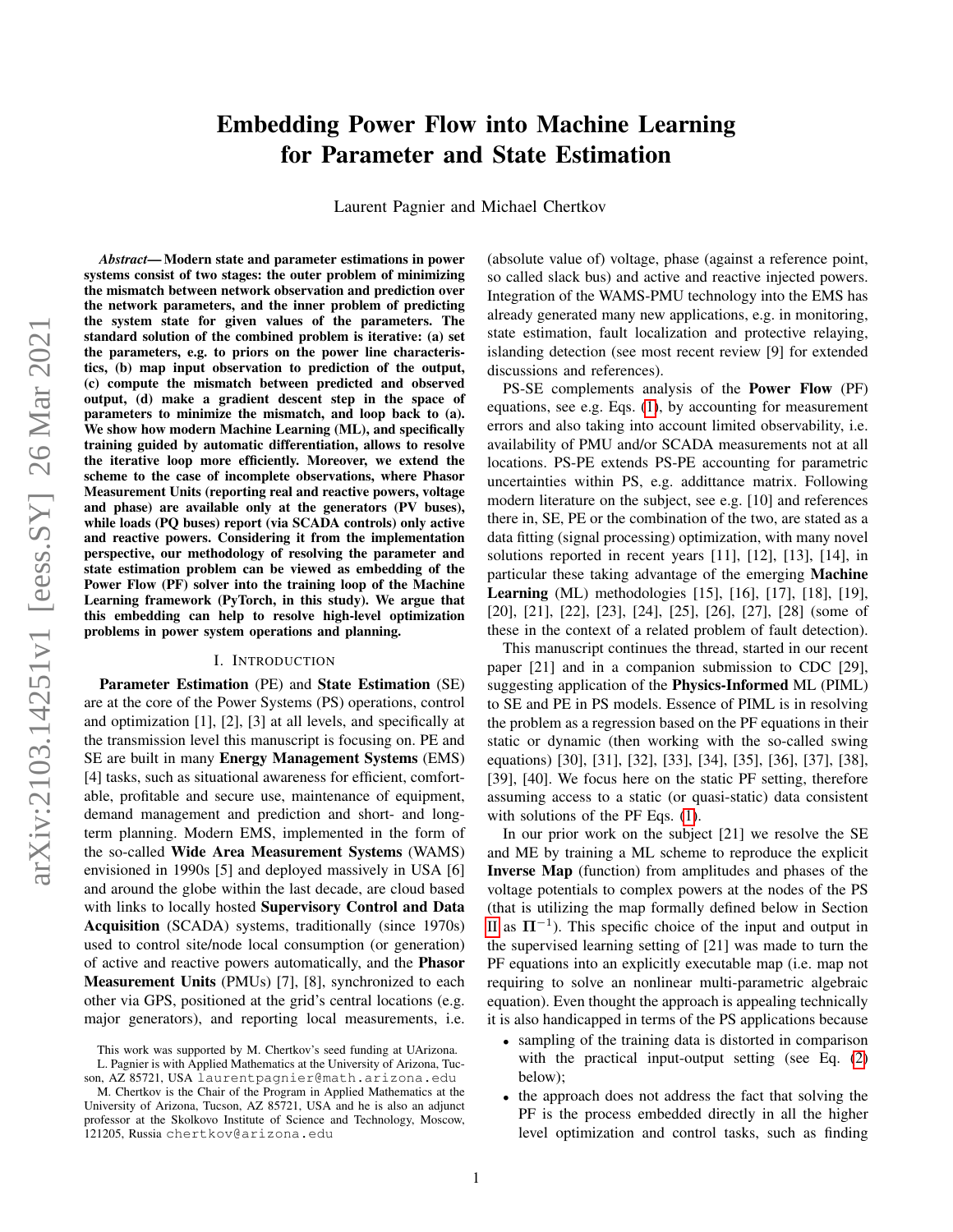# Embedding Power Flow into Machine Learning for Parameter and State Estimation

Laurent Pagnier and Michael Chertkov

***Abstract*— Modern state and parameter estimations in power systems consist of two stages: the outer problem of minimizing the mismatch between network observation and prediction over the network parameters, and the inner problem of predicting the system state for given values of the parameters. The standard solution of the combined problem is iterative: (a) set the parameters, e.g. to priors on the power line characteristics, (b) map input observation to prediction of the output, (c) compute the mismatch between predicted and observed output, (d) make a gradient descent step in the space of parameters to minimize the mismatch, and loop back to (a). We show how modern Machine Learning (ML), and specifically training guided by automatic differentiation, allows to resolve the iterative loop more efficiently. Moreover, we extend the scheme to the case of incomplete observations, where Phasor Measurement Units (reporting real and reactive powers, voltage and phase) are available only at the generators (PV buses), while loads (PQ buses) report (via SCADA controls) only active and reactive powers. Considering it from the implementation perspective, our methodology of resolving the parameter and state estimation problem can be viewed as embedding of the Power Flow (PF) solver into the training loop of the Machine Learning framework (PyTorch, in this study). We argue that this embedding can help to resolve high-level optimization problems in power system operations and planning.**

## I. Introduction

**Parameter Estimation** (PE) and **State Estimation** (SE) are at the core of the Power Systems (PS) operations, control and optimization [1], [2], [3] at all levels, and specifically at the transmission level this manuscript is focusing on. PE and SE are built in many **Energy Management Systems** (EMS) [4] tasks, such as situational awareness for efficient, comfortable, profitable and secure use, maintenance of equipment, demand management and prediction and short- and long-term planning. Modern EMS, implemented in the form of the so-called **Wide Area Measurement Systems** (WAMS) envisioned in 1990s [5] and deployed massively in USA [6] and around the globe within the last decade, are cloud based with links to locally hosted **Supervisory Control and Data Acquisition** (SCADA) systems, traditionally (since 1970s) used to control site/node local consumption (or generation) of active and reactive powers automatically, and the **Phasor Measurement Units** (PMUs) [7], [8], synchronized to each other via GPS, positioned at the grid's central locations (e.g. major generators), and reporting local measurements, i.e. (absolute value of) voltage, phase (against a reference point, so called slack bus) and active and reactive injected powers. Integration of the WAMS-PMU technology into the EMS has already generated many new applications, e.g. in monitoring, state estimation, fault localization and protective relaying, islanding detection (see most recent review [9] for extended discussions and references).

PS-SE complements analysis of the **Power Flow** (PF) equations, see e.g. Eqs. (1), by accounting for measurement errors and also taking into account limited observability, i.e. availability of PMU and/or SCADA measurements not at all locations. PS-PE extends PS-PE accounting for parametric uncertainties within PS, e.g. addittance matrix. Following modern literature on the subject, see e.g. [10] and references there in, SE, PE or the combination of the two, are stated as a data fitting (signal processing) optimization, with many novel solutions reported in recent years [11], [12], [13], [14], in particular these taking advantage of the emerging **Machine Learning** (ML) methodologies [15], [16], [17], [18], [19], [20], [21], [22], [23], [24], [25], [26], [27], [28] (some of these in the context of a related problem of fault detection).

This manuscript continues the thread, started in our recent paper [21] and in a companion submission to CDC [29], suggesting application of the **Physics-Informed** ML (PIML) to SE and PE in PS models. Essence of PIML is in resolving the problem as a regression based on the PF equations in their static or dynamic (then working with the so-called swing equations) [30], [31], [32], [33], [34], [35], [36], [37], [38], [39], [40]. We focus here on the static PF setting, therefore assuming access to a static (or quasi-static) data consistent with solutions of the PF Eqs. (1).

In our prior work on the subject [21] we resolve the SE and ME by training a ML scheme to reproduce the explicit **Inverse Map** (function) from amplitudes and phases of the voltage potentials to complex powers at the nodes of the PS (that is utilizing the map formally defined below in Section II as $\mathbf{\Pi}^{-1}$). This specific choice of the input and output in the supervised learning setting of [21] was made to turn the PF equations into an explicitly executable map (i.e. map not requiring to solve an nonlinear multi-parametric algebraic equation). Even thought the approach is appealing technically it is also handicapped in terms of the PS applications because

- sampling of the training data is distorted in comparison with the practical input-output setting (see Eq. (2) below);
- the approach does not address the fact that solving the PF is the process embedded directly in all the higher level optimization and control tasks, such as finding

This work was supported by M. Chertkov's seed funding at UArizona.

L. Pagnier is with Applied Mathematics at the University of Arizona, Tucson, AZ 85721, USA laurentpagnier@math.arizona.edu

M. Chertkov is the Chair of the Program in Applied Mathematics at the University of Arizona, Tucson, AZ 85721, USA and he is also an adjunct professor at the Skolkovo Institute of Science and Technology, Moscow, 121205, Russia chertkov@arizona.edu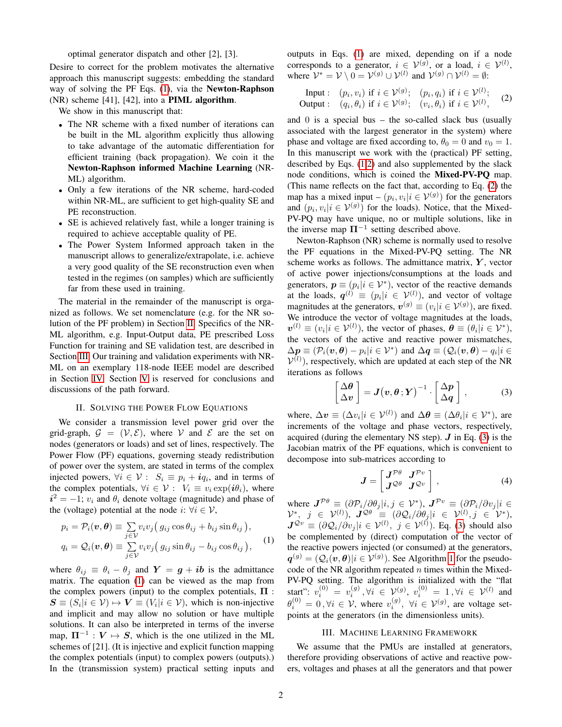optimal generator dispatch and other [2], [3].

Desire to correct for the problem motivates the alternative approach this manuscript suggests: embedding the standard way of solving the PF Eqs. (1), via the **Newton-Raphson** (NR) scheme [41], [42], into a **PIML algorithm**.

We show in this manuscript that:

- The NR scheme with a fixed number of iterations can be built in the ML algorithm explicitly thus allowing to take advantage of the automatic differentiation for efficient training (back propagation). We coin it the **Newton-Raphson informed Machine Learning** (NR-ML) algorithm.
- Only a few iterations of the NR scheme, hard-coded within NR-ML, are sufficient to get high-quality SE and PE reconstruction.
- SE is achieved relatively fast, while a longer training is required to achieve acceptable quality of PE.
- The Power System Informed approach taken in the manuscript allows to generalize/extrapolate, i.e. achieve a very good quality of the SE reconstruction even when tested in the regimes (on samples) which are sufficiently far from these used in training.

The material in the remainder of the manuscript is organized as follows. We set nomenclature (e.g. for the NR solution of the PF problem) in Section II. Specifics of the NR-ML algorithm, e.g. Input-Output data, PE prescribed Loss Function for training and SE validation test, are described in Section III. Our training and validation experiments with NR-ML on an exemplary 118-node IEEE model are described in Section IV. Section V is reserved for conclusions and discussions of the path forward.

## II. Solving the Power Flow Equations

We consider a transmission level power grid over the grid-graph, $\mathcal{G} = (\mathcal{V}, \mathcal{E})$, where $\mathcal{V}$ and $\mathcal{E}$ are the set on nodes (generators or loads) and set of lines, respectively. The Power Flow (PF) equations, governing steady redistribution of power over the system, are stated in terms of the complex injected powers, $\forall i \in \mathcal{V}: \quad S_i \equiv p_i + \boldsymbol{i} q_i$, and in terms of the complex potentials, $\forall i \in \mathcal{V}: \quad V_i \equiv v_i \exp(\boldsymbol{i}\theta_i)$, where $\boldsymbol{i}^2 = -1$; $v_i$ and $\theta_i$ denote voltage (magnitude) and phase of the (voltage) potential at the node $i$: $\forall i \in \mathcal{V}$,

$$
\begin{aligned}
p_i = \mathcal{P}_i(\boldsymbol{v}, \boldsymbol{\theta}) &\equiv \sum_{j\in\mathcal{V}} v_i v_j \big( g_{ij}\cos\theta_{ij} + b_{ij}\sin\theta_{ij} \big),\\
q_i = \mathcal{Q}_i(\boldsymbol{v}, \boldsymbol{\theta}) &\equiv \sum_{j\in\mathcal{V}} v_i v_j \big( g_{ij}\sin\theta_{ij} - b_{ij}\cos\theta_{ij} \big),
\end{aligned} \tag{1}
$$

where $\theta_{ij} \equiv \theta_i - \theta_j$ and $\boldsymbol{Y} = \boldsymbol{g} + \boldsymbol{i}\boldsymbol{b}$ is the admittance matrix. The equation (1) can be viewed as the map from the complex powers (input) to the complex potentials, $\boldsymbol{\Pi}: \boldsymbol{S} \equiv (S_i | i \in \mathcal{V}) \mapsto \boldsymbol{V} \equiv (V_i | i \in \mathcal{V})$, which is non-injective and implicit and may allow no solution or have multiple solutions. It can also be interpreted in terms of the inverse map, $\boldsymbol{\Pi}^{-1}: \boldsymbol{V} \mapsto \boldsymbol{S}$, which is the one utilized in the ML schemes of [21]. (It is injective and explicit function mapping the complex potentials (input) to complex powers (outputs).) In the (transmission system) practical setting inputs and outputs in Eqs. (1) are mixed, depending on if a node corresponds to a generator, $i \in \mathcal{V}^{(g)}$, or a load, $i \in \mathcal{V}^{(l)}$, where $\mathcal{V}^* = \mathcal{V} \setminus 0 = \mathcal{V}^{(g)} \cup \mathcal{V}^{(l)}$ and $\mathcal{V}^{(g)} \cap \mathcal{V}^{(l)} = \emptyset$:

$$
\begin{aligned}
\text{Input}: &\quad (p_i, v_i) \text{ if } i \in \mathcal{V}^{(g)}; \quad (p_i, q_i) \text{ if } i \in \mathcal{V}^{(l)};\\
\text{Output}: &\quad (q_i, \theta_i) \text{ if } i \in \mathcal{V}^{(g)}; \quad (v_i, \theta_i) \text{ if } i \in \mathcal{V}^{(l)},
\end{aligned} \tag{2}
$$

and 0 is a special bus – the so-called slack bus (usually associated with the largest generator in the system) where phase and voltage are fixed according to, $\theta_0 = 0$ and $v_0 = 1$. In this manuscript we work with the (practical) PF setting, described by Eqs. (1,2) and also supplemented by the slack node conditions, which is coined the **Mixed-PV-PQ** map. (This name reflects on the fact that, according to Eq. (2) the map has a mixed input – $(p_i, v_i | i \in \mathcal{V}^{(g)})$ for the generators and $(p_i, v_i | i \in \mathcal{V}^{(g)})$ for the loads). Notice, that the Mixed-PV-PQ may have unique, no or multiple solutions, like in the inverse map $\boldsymbol{\Pi}^{-1}$ setting described above.

Newton-Raphson (NR) scheme is normally used to resolve the PF equations in the Mixed-PV-PQ setting. The NR scheme works as follows. The admittance matrix, $\boldsymbol{Y}$, vector of active power injections/consumptions at the loads and generators, $\boldsymbol{p} \equiv (p_i | i \in \mathcal{V}^*)$, vector of the reactive demands at the loads, $\boldsymbol{q}^{(l)} \equiv (p_i | i \in \mathcal{V}^{(l)})$, and vector of voltage magnitudes at the generators, $\boldsymbol{v}^{(g)} \equiv (v_i | i \in \mathcal{V}^{(g)})$, are fixed. We introduce the vector of voltage magnitudes at the loads, $\boldsymbol{v}^{(l)} \equiv (v_i | i \in \mathcal{V}^{(l)})$, the vector of phases, $\boldsymbol{\theta} \equiv (\theta_i | i \in \mathcal{V}^*)$, the vectors of the active and reactive power mismatches, $\Delta\boldsymbol{p} \equiv (\mathcal{P}_i(\boldsymbol{v}, \boldsymbol{\theta}) - p_i | i \in \mathcal{V}^*)$ and $\Delta\boldsymbol{q} \equiv (\mathcal{Q}_i(\boldsymbol{v}, \boldsymbol{\theta}) - q_i | i \in \mathcal{V}^{(l)})$, respectively, which are updated at each step of the NR iterations as follows

$$
\begin{bmatrix} \Delta\boldsymbol{\theta} \\ \Delta\boldsymbol{v} \end{bmatrix} = \boldsymbol{J}\big(\boldsymbol{v}, \boldsymbol{\theta}; \boldsymbol{Y}\big)^{-1} \cdot \begin{bmatrix} \Delta\boldsymbol{p} \\ \Delta\boldsymbol{q} \end{bmatrix}, \tag{3}
$$

where, $\Delta\boldsymbol{v} = (\Delta v_i | i \in \mathcal{V}^{(l)})$ and $\Delta\boldsymbol{\theta} \equiv (\Delta\theta_i | i \in \mathcal{V}^*)$, are increments of the voltage and phase vectors, respectively, acquired (during the elementary NS step). $\boldsymbol{J}$ in Eq. (3) is the Jacobian matrix of the PF equations, which is convenient to decompose into sub-matrices according to

$$
\boldsymbol{J} = \begin{bmatrix} \boldsymbol{J}^{\mathcal{P}\theta} & \boldsymbol{J}^{\mathcal{P}v} \\ \boldsymbol{J}^{\mathcal{Q}\theta} & \boldsymbol{J}^{\mathcal{Q}v} \end{bmatrix}, \tag{4}
$$

where $\boldsymbol{J}^{\mathcal{P}\theta} \equiv (\partial\mathcal{P}_i/\partial\theta_j | i, j \in \mathcal{V}^*)$, $\boldsymbol{J}^{\mathcal{P}v} \equiv (\partial\mathcal{P}_i/\partial v_j | i \in \mathcal{V}^*,\ j \in \mathcal{V}^{(l)})$, $\boldsymbol{J}^{\mathcal{Q}\theta} \equiv (\partial\mathcal{Q}_i/\partial\theta_j | i \in \mathcal{V}^{(l)}, j \in \mathcal{V}^*)$, $\boldsymbol{J}^{\mathcal{Q}v} \equiv (\partial\mathcal{Q}_i/\partial v_j | i \in \mathcal{V}^{(l)},\ j \in \mathcal{V}^{(l)})$. Eq. (3) should also be complemented by (direct) computation of the vector of the reactive powers injected (or consumed) at the generators, $\boldsymbol{q}^{(g)} = (\mathcal{Q}_i(\boldsymbol{v}, \boldsymbol{\theta}) | i \in \mathcal{V}^{(g)})$. See Algorithm 1 for the pseudo-code of the NR algorithm repeated $n$ times within the Mixed-PV-PQ setting. The algorithm is initialized with the "flat start": $v_i^{(0)} = v_i^{(g)}, \forall i \in \mathcal{V}^{(g)}$, $v_i^{(0)} = 1, \forall i \in \mathcal{V}^{(l)}$ and $\theta_i^{(0)} = 0, \forall i \in \mathcal{V}$, where $v_i^{(g)}$, $\forall i \in \mathcal{V}^{(g)}$, are voltage set-points at the generators (in the dimensionless units).

## III. Machine Learning Framework

We assume that the PMUs are installed at generators, therefore providing observations of active and reactive powers, voltages and phases at all the generators and that power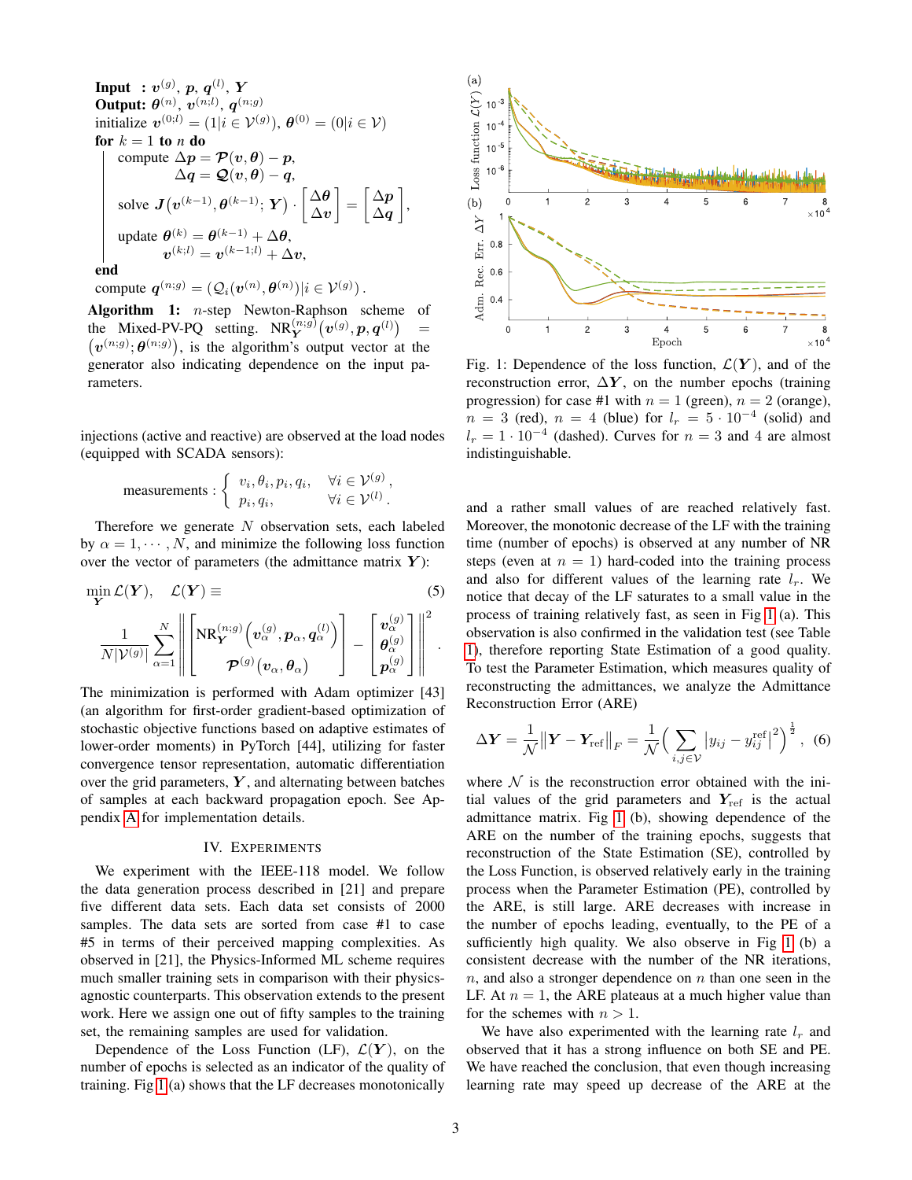**Input :** $\boldsymbol{v}^{(g)}$, $\boldsymbol{p}$, $\boldsymbol{q}^{(l)}$, $\boldsymbol{Y}$
**Output:** $\boldsymbol{\theta}^{(n)}$, $\boldsymbol{v}^{(n;l)}$, $\boldsymbol{q}^{(n;g)}$
initialize $\boldsymbol{v}^{(0;l)} = (1|i \in \mathcal{V}^{(g)})$, $\boldsymbol{\theta}^{(0)} = (0|i \in \mathcal{V})$
**for** $k = 1$ **to** $n$ **do**

compute $\Delta \boldsymbol{p} = \boldsymbol{\mathcal{P}}(\boldsymbol{v}, \boldsymbol{\theta}) - \boldsymbol{p}$,
$\Delta \boldsymbol{q} = \boldsymbol{\mathcal{Q}}(\boldsymbol{v}, \boldsymbol{\theta}) - \boldsymbol{q}$,

solve $\boldsymbol{J}\left(\boldsymbol{v}^{(k-1)}, \boldsymbol{\theta}^{(k-1)}; \boldsymbol{Y}\right) \cdot \begin{bmatrix} \Delta \boldsymbol{\theta} \\ \Delta \boldsymbol{v} \end{bmatrix} = \begin{bmatrix} \Delta \boldsymbol{p} \\ \Delta \boldsymbol{q} \end{bmatrix}$,

update $\boldsymbol{\theta}^{(k)} = \boldsymbol{\theta}^{(k-1)} + \Delta \boldsymbol{\theta}$,
$\boldsymbol{v}^{(k;l)} = \boldsymbol{v}^{(k-1;l)} + \Delta \boldsymbol{v}$,

**end**
compute $\boldsymbol{q}^{(n;g)} = \left(\mathcal{Q}_i(\boldsymbol{v}^{(n)}, \boldsymbol{\theta}^{(n)}) | i \in \mathcal{V}^{(g)}\right)$.

**Algorithm 1:** $n$-step Newton-Raphson scheme of the Mixed-PV-PQ setting. $\text{NR}_{\boldsymbol{Y}}^{(n;g)}\left(\boldsymbol{v}^{(g)}, \boldsymbol{p}, \boldsymbol{q}^{(l)}\right) = \left(\boldsymbol{v}^{(n;g)}; \boldsymbol{\theta}^{(n;g)}\right)$, is the algorithm's output vector at the generator also indicating dependence on the input parameters.

injections (active and reactive) are observed at the load nodes (equipped with SCADA sensors):

$$\text{measurements}: \begin{cases} v_i, \theta_i, p_i, q_i, & \forall i \in \mathcal{V}^{(g)}, \\ p_i, q_i, & \forall i \in \mathcal{V}^{(l)}. \end{cases}$$

Therefore we generate $N$ observation sets, each labeled by $\alpha = 1, \cdots, N$, and minimize the following loss function over the vector of parameters (the admittance matrix $\boldsymbol{Y}$):

$$\min_{\boldsymbol{Y}} \mathcal{L}(\boldsymbol{Y}), \quad \mathcal{L}(\boldsymbol{Y}) \equiv \tag{5}$$

$$\frac{1}{N|\mathcal{V}^{(g)}|} \sum_{\alpha=1}^{N} \left\| \begin{bmatrix} \text{NR}_{\boldsymbol{Y}}^{(n;g)}\left(\boldsymbol{v}_\alpha^{(g)}, \boldsymbol{p}_\alpha, \boldsymbol{q}_\alpha^{(l)}\right) \\ \boldsymbol{\mathcal{P}}^{(g)}\left(\boldsymbol{v}_\alpha, \boldsymbol{\theta}_\alpha\right) \end{bmatrix} - \begin{bmatrix} \boldsymbol{v}_\alpha^{(g)} \\ \boldsymbol{\theta}_\alpha^{(g)} \\ \boldsymbol{p}_\alpha^{(g)} \end{bmatrix} \right\|^2.$$

The minimization is performed with Adam optimizer [43] (an algorithm for first-order gradient-based optimization of stochastic objective functions based on adaptive estimates of lower-order moments) in PyTorch [44], utilizing for faster convergence tensor representation, automatic differentiation over the grid parameters, $\boldsymbol{Y}$, and alternating between batches of samples at each backward propagation epoch. See Appendix A for implementation details.

## IV. Experiments

We experiment with the IEEE-118 model. We follow the data generation process described in [21] and prepare five different data sets. Each data set consists of 2000 samples. The data sets are sorted from case #1 to case #5 in terms of their perceived mapping complexities. As observed in [21], the Physics-Informed ML scheme requires much smaller training sets in comparison with their physics-agnostic counterparts. This observation extends to the present work. Here we assign one out of fifty samples to the training set, the remaining samples are used for validation.

Dependence of the Loss Function (LF), $\mathcal{L}(\boldsymbol{Y})$, on the number of epochs is selected as an indicator of the quality of training. Fig 1 (a) shows that the LF decreases monotonically and a rather small values of are reached relatively fast. Moreover, the monotonic decrease of the LF with the training time (number of epochs) is observed at any number of NR steps (even at $n = 1$) hard-coded into the training process and also for different values of the learning rate $l_r$. We notice that decay of the LF saturates to a small value in the process of training relatively fast, as seen in Fig 1 (a). This observation is also confirmed in the validation test (see Table 1), therefore reporting State Estimation of a good quality. To test the Parameter Estimation, which measures quality of reconstructing the admittances, we analyze the Admittance Reconstruction Error (ARE)

$$\Delta \boldsymbol{Y} = \frac{1}{\mathcal{N}} \left\| \boldsymbol{Y} - \boldsymbol{Y}_{\text{ref}} \right\|_F = \frac{1}{\mathcal{N}} \Big( \sum_{i,j \in \mathcal{V}} \left| y_{ij} - y_{ij}^{\text{ref}} \right|^2 \Big)^{\frac{1}{2}}, \tag{6}$$

where $\mathcal{N}$ is the reconstruction error obtained with the initial values of the grid parameters and $\boldsymbol{Y}_{\text{ref}}$ is the actual admittance matrix. Fig 1 (b), showing dependence of the ARE on the number of the training epochs, suggests that reconstruction of the State Estimation (SE), controlled by the Loss Function, is observed relatively early in the training process when the Parameter Estimation (PE), controlled by the ARE, is still large. ARE decreases with increase in the number of epochs leading, eventually, to the PE of a sufficiently high quality. We also observe in Fig 1 (b) a consistent decrease with the number of the NR iterations, $n$, and also a stronger dependence on $n$ than one seen in the LF. At $n = 1$, the ARE plateaus at a much higher value than for the schemes with $n > 1$.

Fig. 1: Dependence of the loss function, $\mathcal{L}(\boldsymbol{Y})$, and of the reconstruction error, $\Delta \boldsymbol{Y}$, on the number epochs (training progression) for case #1 with $n = 1$ (green), $n = 2$ (orange), $n = 3$ (red), $n = 4$ (blue) for $l_r = 5 \cdot 10^{-4}$ (solid) and $l_r = 1 \cdot 10^{-4}$ (dashed). Curves for $n = 3$ and 4 are almost indistinguishable.

We have also experimented with the learning rate $l_r$ and observed that it has a strong influence on both SE and PE. We have reached the conclusion, that even though increasing learning rate may speed up decrease of the ARE at the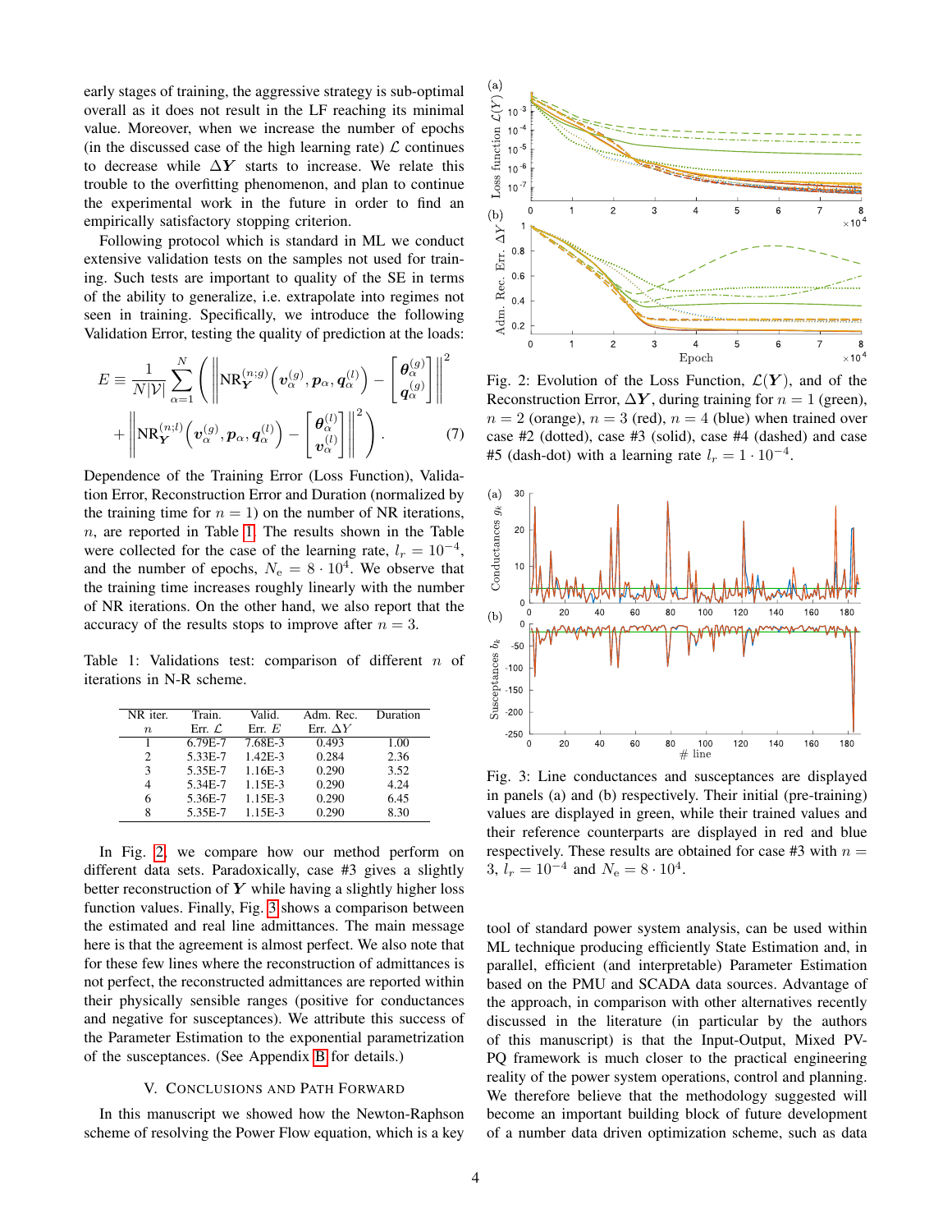early stages of training, the aggressive strategy is sub-optimal overall as it does not result in the LF reaching its minimal value. Moreover, when we increase the number of epochs (in the discussed case of the high learning rate) $\mathcal{L}$ continues to decrease while $\Delta \boldsymbol{Y}$ starts to increase. We relate this trouble to the overfitting phenomenon, and plan to continue the experimental work in the future in order to find an empirically satisfactory stopping criterion.

Following protocol which is standard in ML we conduct extensive validation tests on the samples not used for training. Such tests are important to quality of the SE in terms of the ability to generalize, i.e. extrapolate into regimes not seen in training. Specifically, we introduce the following Validation Error, testing the quality of prediction at the loads:

$$E \equiv \frac{1}{N|\mathcal{V}|} \sum_{\alpha=1}^{N} \left( \left\| \mathrm{NR}_{\boldsymbol{Y}}^{(n;g)} \left( \boldsymbol{v}_{\alpha}^{(g)}, \boldsymbol{p}_{\alpha}, \boldsymbol{q}_{\alpha}^{(l)} \right) - \begin{bmatrix} \boldsymbol{\theta}_{\alpha}^{(g)} \\ \boldsymbol{q}_{\alpha}^{(g)} \end{bmatrix} \right\|^2 + \left\| \mathrm{NR}_{\boldsymbol{Y}}^{(n;l)} \left( \boldsymbol{v}_{\alpha}^{(g)}, \boldsymbol{p}_{\alpha}, \boldsymbol{q}_{\alpha}^{(l)} \right) - \begin{bmatrix} \boldsymbol{\theta}_{\alpha}^{(l)} \\ \boldsymbol{v}_{\alpha}^{(l)} \end{bmatrix} \right\|^2 \right). \tag{7}$$

Dependence of the Training Error (Loss Function), Validation Error, Reconstruction Error and Duration (normalized by the training time for $n = 1$) on the number of NR iterations, $n$, are reported in Table 1. The results shown in the Table were collected for the case of the learning rate, $l_r = 10^{-4}$, and the number of epochs, $N_e = 8 \cdot 10^4$. We observe that the training time increases roughly linearly with the number of NR iterations. On the other hand, we also report that the accuracy of the results stops to improve after $n = 3$.

Table 1: Validations test: comparison of different $n$ of iterations in N-R scheme.

| NR iter. $n$ | Train. Err. $\mathcal{L}$ | Valid. Err. $E$ | Adm. Rec. Err. $\Delta Y$ | Duration |
|---|---|---|---|---|
| 1 | 6.79E-7 | 7.68E-3 | 0.493 | 1.00 |
| 2 | 5.33E-7 | 1.42E-3 | 0.284 | 2.36 |
| 3 | 5.35E-7 | 1.16E-3 | 0.290 | 3.52 |
| 4 | 5.34E-7 | 1.15E-3 | 0.290 | 4.24 |
| 6 | 5.36E-7 | 1.15E-3 | 0.290 | 6.45 |
| 8 | 5.35E-7 | 1.15E-3 | 0.290 | 8.30 |

In Fig. 2, we compare how our method perform on different data sets. Paradoxically, case #3 gives a slightly better reconstruction of $\boldsymbol{Y}$ while having a slightly higher loss function values. Finally, Fig. 3 shows a comparison between the estimated and real line admittances. The main message here is that the agreement is almost perfect. We also note that for these few lines where the reconstruction of admittances is not perfect, the reconstructed admittances are reported within their physically sensible ranges (positive for conductances and negative for susceptances). We attribute this success of the Parameter Estimation to the exponential parametrization of the susceptances. (See Appendix B for details.)

## V. Conclusions and Path Forward

In this manuscript we showed how the Newton-Raphson scheme of resolving the Power Flow equation, which is a key tool of standard power system analysis, can be used within ML technique producing efficiently State Estimation and, in parallel, efficient (and interpretable) Parameter Estimation based on the PMU and SCADA data sources. Advantage of the approach, in comparison with other alternatives recently discussed in the literature (in particular by the authors of this manuscript) is that the Input-Output, Mixed PV-PQ framework is much closer to the practical engineering reality of the power system operations, control and planning. We therefore believe that the methodology suggested will become an important building block of future development of a number data driven optimization scheme, such as data

Fig. 2: Evolution of the Loss Function, $\mathcal{L}(\boldsymbol{Y})$, and of the Reconstruction Error, $\Delta \boldsymbol{Y}$, during training for $n = 1$ (green), $n = 2$ (orange), $n = 3$ (red), $n = 4$ (blue) when trained over case #2 (dotted), case #3 (solid), case #4 (dashed) and case #5 (dash-dot) with a learning rate $l_r = 1 \cdot 10^{-4}$.

Fig. 3: Line conductances and susceptances are displayed in panels (a) and (b) respectively. Their initial (pre-training) values are displayed in green, while their trained values and their reference counterparts are displayed in red and blue respectively. These results are obtained for case #3 with $n = 3$, $l_r = 10^{-4}$ and $N_e = 8 \cdot 10^4$.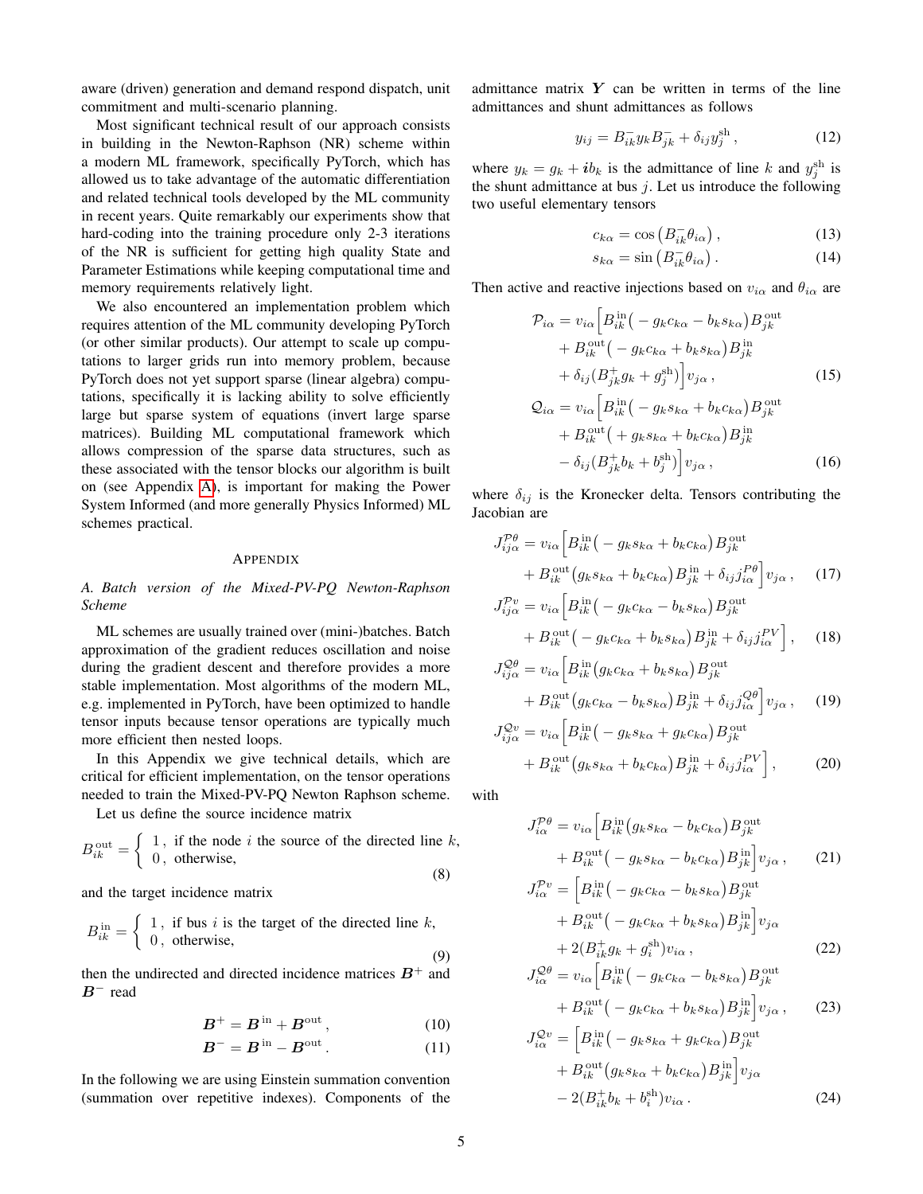aware (driven) generation and demand respond dispatch, unit commitment and multi-scenario planning.

Most significant technical result of our approach consists in building in the Newton-Raphson (NR) scheme within a modern ML framework, specifically PyTorch, which has allowed us to take advantage of the automatic differentiation and related technical tools developed by the ML community in recent years. Quite remarkably our experiments show that hard-coding into the training procedure only 2-3 iterations of the NR is sufficient for getting high quality State and Parameter Estimations while keeping computational time and memory requirements relatively light.

We also encountered an implementation problem which requires attention of the ML community developing PyTorch (or other similar products). Our attempt to scale up computations to larger grids run into memory problem, because PyTorch does not yet support sparse (linear algebra) computations, specifically it is lacking ability to solve efficiently large but sparse system of equations (invert large sparse matrices). Building ML computational framework which allows compression of the sparse data structures, such as these associated with the tensor blocks our algorithm is built on (see Appendix A), is important for making the Power System Informed (and more generally Physics Informed) ML schemes practical.

## Appendix

### A. Batch version of the Mixed-PV-PQ Newton-Raphson Scheme

ML schemes are usually trained over (mini-)batches. Batch approximation of the gradient reduces oscillation and noise during the gradient descent and therefore provides a more stable implementation. Most algorithms of the modern ML, e.g. implemented in PyTorch, have been optimized to handle tensor inputs because tensor operations are typically much more efficient then nested loops.

In this Appendix we give technical details, which are critical for efficient implementation, on the tensor operations needed to train the Mixed-PV-PQ Newton Raphson scheme.

Let us define the source incidence matrix

$$B_{ik}^{\text{out}} = \begin{cases} 1\,, & \text{if the node } i \text{ the source of the directed line } k, \\ 0\,, & \text{otherwise,} \end{cases} \tag{8}$$

and the target incidence matrix

$$B_{ik}^{\text{in}} = \begin{cases} 1\,, & \text{if bus } i \text{ is the target of the directed line } k, \\ 0\,, & \text{otherwise,} \end{cases} \tag{9}$$

then the undirected and directed incidence matrices $\boldsymbol{B}^{+}$ and $\boldsymbol{B}^{-}$ read

$$\boldsymbol{B}^{+} = \boldsymbol{B}^{\text{in}} + \boldsymbol{B}^{\text{out}}\,, \tag{10}$$

$$\boldsymbol{B}^{-} = \boldsymbol{B}^{\text{in}} - \boldsymbol{B}^{\text{out}}\,. \tag{11}$$

In the following we are using Einstein summation convention (summation over repetitive indexes). Components of the admittance matrix $\boldsymbol{Y}$ can be written in terms of the line admittances and shunt admittances as follows

$$y_{ij} = B_{ik}^{-} y_k B_{jk}^{-} + \delta_{ij} y_j^{\text{sh}}\,, \tag{12}$$

where $y_k = g_k + \boldsymbol{i} b_k$ is the admittance of line $k$ and $y_j^{\text{sh}}$ is the shunt admittance at bus $j$. Let us introduce the following two useful elementary tensors

$$c_{k\alpha} = \cos\left(B_{ik}^{-}\theta_{i\alpha}\right), \tag{13}$$

$$s_{k\alpha} = \sin\left(B_{ik}^{-}\theta_{i\alpha}\right). \tag{14}$$

Then active and reactive injections based on $v_{i\alpha}$ and $\theta_{i\alpha}$ are

$$\begin{aligned}\mathcal{P}_{i\alpha} = v_{i\alpha}\Big[&B_{ik}^{\text{in}}\big(-g_k c_{k\alpha} - b_k s_{k\alpha}\big)B_{jk}^{\text{out}} \\ &+ B_{ik}^{\text{out}}\big(-g_k c_{k\alpha} + b_k s_{k\alpha}\big)B_{jk}^{\text{in}} \\ &+ \delta_{ij}\big(B_{jk}^{+} g_k + g_j^{\text{sh}}\big)\Big]v_{j\alpha}\,,\end{aligned} \tag{15}$$

$$\begin{aligned}\mathcal{Q}_{i\alpha} = v_{i\alpha}\Big[&B_{ik}^{\text{in}}\big(-g_k s_{k\alpha} + b_k c_{k\alpha}\big)B_{jk}^{\text{out}} \\ &+ B_{ik}^{\text{out}}\big(+g_k s_{k\alpha} + b_k c_{k\alpha}\big)B_{jk}^{\text{in}} \\ &- \delta_{ij}\big(B_{jk}^{+} b_k + b_j^{\text{sh}}\big)\Big]v_{j\alpha}\,,\end{aligned} \tag{16}$$

where $\delta_{ij}$ is the Kronecker delta. Tensors contributing the Jacobian are

$$\begin{aligned}J_{ij\alpha}^{\mathcal{P}\theta} = v_{i\alpha}\Big[&B_{ik}^{\text{in}}\big(-g_k s_{k\alpha} + b_k c_{k\alpha}\big)B_{jk}^{\text{out}} \\ &+ B_{ik}^{\text{out}}\big(g_k s_{k\alpha} + b_k c_{k\alpha}\big)B_{jk}^{\text{in}} + \delta_{ij} j_{i\alpha}^{P\theta}\Big]v_{j\alpha}\,,\end{aligned} \tag{17}$$

$$\begin{aligned}J_{ij\alpha}^{\mathcal{P}v} = v_{i\alpha}\Big[&B_{ik}^{\text{in}}\big(-g_k c_{k\alpha} - b_k s_{k\alpha}\big)B_{jk}^{\text{out}} \\ &+ B_{ik}^{\text{out}}\big(-g_k c_{k\alpha} + b_k s_{k\alpha}\big)B_{jk}^{\text{in}} + \delta_{ij} j_{i\alpha}^{PV}\Big]\,,\end{aligned} \tag{18}$$

$$\begin{aligned}J_{ij\alpha}^{\mathcal{Q}\theta} = v_{i\alpha}\Big[&B_{ik}^{\text{in}}\big(g_k c_{k\alpha} + b_k s_{k\alpha}\big)B_{jk}^{\text{out}} \\ &+ B_{ik}^{\text{out}}\big(g_k c_{k\alpha} - b_k s_{k\alpha}\big)B_{jk}^{\text{in}} + \delta_{ij} j_{i\alpha}^{Q\theta}\Big]v_{j\alpha}\,,\end{aligned} \tag{19}$$

$$\begin{aligned}J_{ij\alpha}^{\mathcal{Q}v} = v_{i\alpha}\Big[&B_{ik}^{\text{in}}\big(-g_k s_{k\alpha} + g_k c_{k\alpha}\big)B_{jk}^{\text{out}} \\ &+ B_{ik}^{\text{out}}\big(g_k s_{k\alpha} + b_k c_{k\alpha}\big)B_{jk}^{\text{in}} + \delta_{ij} j_{i\alpha}^{PV}\Big]\,,\end{aligned} \tag{20}$$

with

$$\begin{aligned}j_{i\alpha}^{\mathcal{P}\theta} = v_{i\alpha}\Big[&B_{ik}^{\text{in}}\big(g_k s_{k\alpha} - b_k c_{k\alpha}\big)B_{jk}^{\text{out}} \\ &+ B_{ik}^{\text{out}}\big(-g_k s_{k\alpha} - b_k c_{k\alpha}\big)B_{jk}^{\text{in}}\Big]v_{j\alpha}\,,\end{aligned} \tag{21}$$

$$\begin{aligned}j_{i\alpha}^{\mathcal{P}v} = \Big[&B_{ik}^{\text{in}}\big(-g_k c_{k\alpha} - b_k s_{k\alpha}\big)B_{jk}^{\text{out}} \\ &+ B_{ik}^{\text{out}}\big(-g_k c_{k\alpha} + b_k s_{k\alpha}\big)B_{jk}^{\text{in}}\Big]v_{j\alpha} \\ &+ 2\big(B_{ik}^{+} g_k + g_i^{\text{sh}}\big)v_{i\alpha}\,,\end{aligned} \tag{22}$$

$$\begin{aligned}j_{i\alpha}^{\mathcal{Q}\theta} = v_{i\alpha}\Big[&B_{ik}^{\text{in}}\big(-g_k c_{k\alpha} - b_k s_{k\alpha}\big)B_{jk}^{\text{out}} \\ &+ B_{ik}^{\text{out}}\big(-g_k c_{k\alpha} + b_k s_{k\alpha}\big)B_{jk}^{\text{in}}\Big]v_{j\alpha}\,,\end{aligned} \tag{23}$$

$$\begin{aligned}j_{i\alpha}^{\mathcal{Q}v} = \Big[&B_{ik}^{\text{in}}\big(-g_k s_{k\alpha} + g_k c_{k\alpha}\big)B_{jk}^{\text{out}} \\ &+ B_{ik}^{\text{out}}\big(g_k s_{k\alpha} + b_k c_{k\alpha}\big)B_{jk}^{\text{in}}\Big]v_{j\alpha} \\ &- 2\big(B_{ik}^{+} b_k + b_i^{\text{sh}}\big)v_{i\alpha}\,.\end{aligned} \tag{24}$$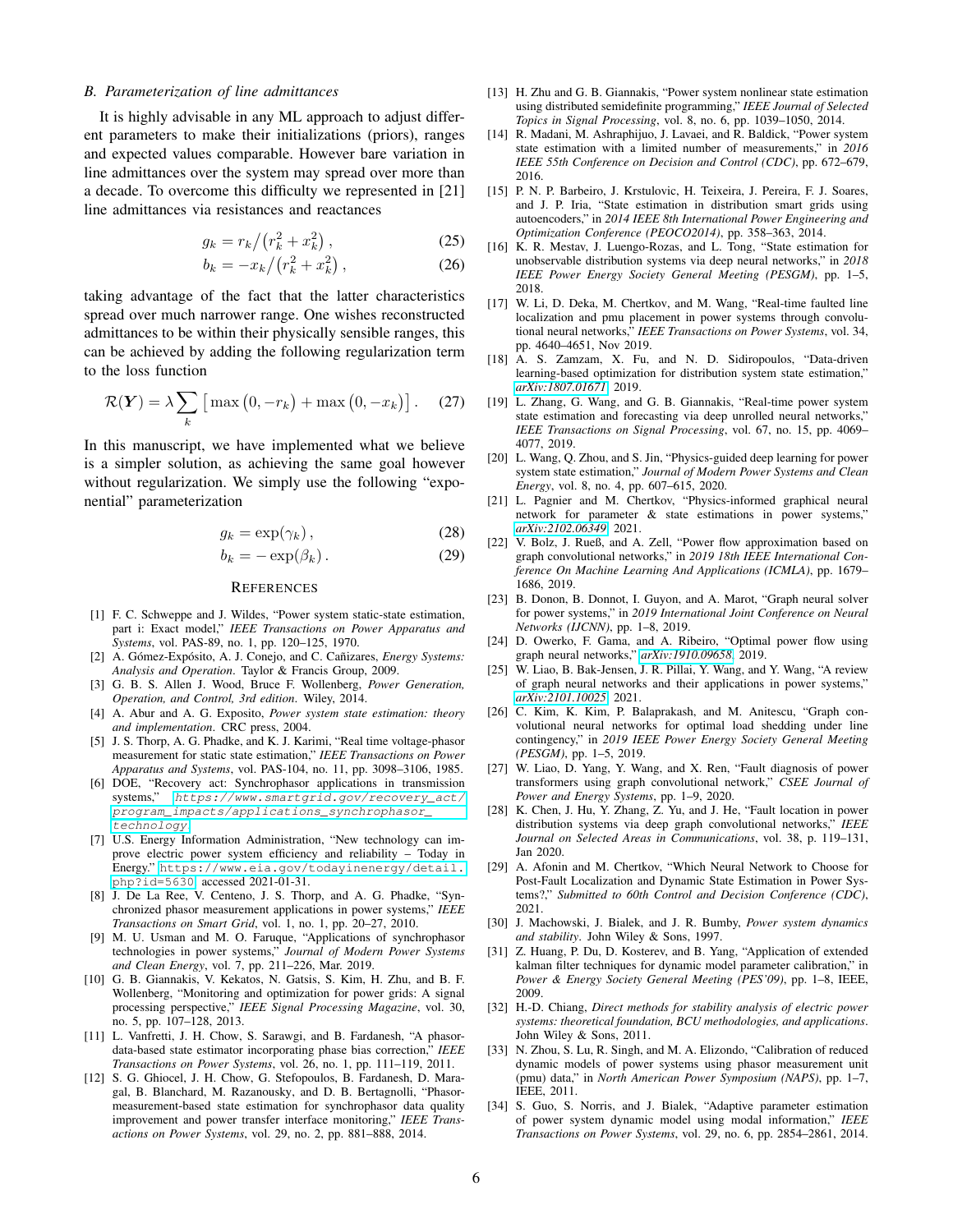### B. Parameterization of line admittances

It is highly advisable in any ML approach to adjust different parameters to make their initializations (priors), ranges and expected values comparable. However bare variation in line admittances over the system may spread over more than a decade. To overcome this difficulty we represented in [21] line admittances via resistances and reactances

$$g_k = r_k \big/ \left(r_k^2 + x_k^2\right), \tag{25}$$

$$b_k = -x_k \big/ \left(r_k^2 + x_k^2\right), \tag{26}$$

taking advantage of the fact that the latter characteristics spread over much narrower range. One wishes reconstructed admittances to be within their physically sensible ranges, this can be achieved by adding the following regularization term to the loss function

$$\mathcal{R}(\boldsymbol{Y}) = \lambda \sum_k \left[ \max\left(0, -r_k\right) + \max\left(0, -x_k\right) \right]. \tag{27}$$

In this manuscript, we have implemented what we believe is a simpler solution, as achieving the same goal however without regularization. We simply use the following "exponential" parameterization

$$g_k = \exp(\gamma_k), \tag{28}$$

$$b_k = -\exp(\beta_k). \tag{29}$$

## References

[1] F. C. Schweppe and J. Wildes, "Power system static-state estimation, part i: Exact model," *IEEE Transactions on Power Apparatus and Systems*, vol. PAS-89, no. 1, pp. 120–125, 1970.

[2] A. Gómez-Expósito, A. J. Conejo, and C. Cañizares, *Energy Systems: Analysis and Operation*. Taylor & Francis Group, 2009.

[3] G. B. S. Allen J. Wood, Bruce F. Wollenberg, *Power Generation, Operation, and Control, 3rd edition*. Wiley, 2014.

[4] A. Abur and A. G. Exposito, *Power system state estimation: theory and implementation*. CRC press, 2004.

[5] J. S. Thorp, A. G. Phadke, and K. J. Karimi, "Real time voltage-phasor measurement for static state estimation," *IEEE Transactions on Power Apparatus and Systems*, vol. PAS-104, no. 11, pp. 3098–3106, 1985.

[6] DOE, "Recovery act: Synchrophasor applications in transmission systems," https://www.smartgrid.gov/recovery_act/program_impacts/applications_synchrophasor_technology.

[7] U.S. Energy Information Administration, "New technology can improve electric power system efficiency and reliability – Today in Energy." https://www.eia.gov/todayinenergy/detail.php?id=5630, accessed 2021-01-31.

[8] J. De La Ree, V. Centeno, J. S. Thorp, and A. G. Phadke, "Synchronized phasor measurement applications in power systems," *IEEE Transactions on Smart Grid*, vol. 1, no. 1, pp. 20–27, 2010.

[9] M. U. Usman and M. O. Faruque, "Applications of synchrophasor technologies in power systems," *Journal of Modern Power Systems and Clean Energy*, vol. 7, pp. 211–226, Mar. 2019.

[10] G. B. Giannakis, V. Kekatos, N. Gatsis, S. Kim, H. Zhu, and B. F. Wollenberg, "Monitoring and optimization for power grids: A signal processing perspective," *IEEE Signal Processing Magazine*, vol. 30, no. 5, pp. 107–128, 2013.

[11] L. Vanfretti, J. H. Chow, S. Sarawgi, and B. Fardanesh, "A phasor-data-based state estimator incorporating phase bias correction," *IEEE Transactions on Power Systems*, vol. 26, no. 1, pp. 111–119, 2011.

[12] S. G. Ghiocel, J. H. Chow, G. Stefopoulos, B. Fardanesh, D. Maragal, B. Blanchard, M. Razanousky, and D. B. Bertagnolli, "Phasor-measurement-based state estimation for synchrophasor data quality improvement and power transfer interface monitoring," *IEEE Transactions on Power Systems*, vol. 29, no. 2, pp. 881–888, 2014.

[13] H. Zhu and G. B. Giannakis, "Power system nonlinear state estimation using distributed semidefinite programming," *IEEE Journal of Selected Topics in Signal Processing*, vol. 8, no. 6, pp. 1039–1050, 2014.

[14] R. Madani, M. Ashraphijuo, J. Lavaei, and R. Baldick, "Power system state estimation with a limited number of measurements," in *2016 IEEE 55th Conference on Decision and Control (CDC)*, pp. 672–679, 2016.

[15] P. N. P. Barbeiro, J. Krstulovic, H. Teixeira, J. Pereira, F. J. Soares, and J. P. Iria, "State estimation in distribution smart grids using autoencoders," in *2014 IEEE 8th International Power Engineering and Optimization Conference (PEOCO2014)*, pp. 358–363, 2014.

[16] K. R. Mestav, J. Luengo-Rozas, and L. Tong, "State estimation for unobservable distribution systems via deep neural networks," in *2018 IEEE Power Energy Society General Meeting (PESGM)*, pp. 1–5, 2018.

[17] W. Li, D. Deka, M. Chertkov, and M. Wang, "Real-time faulted line localization and pmu placement in power systems through convolutional neural networks," *IEEE Transactions on Power Systems*, vol. 34, pp. 4640–4651, Nov 2019.

[18] A. S. Zamzam, X. Fu, and N. D. Sidiropoulos, "Data-driven learning-based optimization for distribution system state estimation," *arXiv:1807.01671*, 2019.

[19] L. Zhang, G. Wang, and G. B. Giannakis, "Real-time power system state estimation and forecasting via deep unrolled neural networks," *IEEE Transactions on Signal Processing*, vol. 67, no. 15, pp. 4069–4077, 2019.

[20] L. Wang, Q. Zhou, and S. Jin, "Physics-guided deep learning for power system state estimation," *Journal of Modern Power Systems and Clean Energy*, vol. 8, no. 4, pp. 607–615, 2020.

[21] L. Pagnier and M. Chertkov, "Physics-informed graphical neural network for parameter & state estimations in power systems," *arXiv:2102.06349*, 2021.

[22] V. Bolz, J. Rueß, and A. Zell, "Power flow approximation based on graph convolutional networks," in *2019 18th IEEE International Conference On Machine Learning And Applications (ICMLA)*, pp. 1679–1686, 2019.

[23] B. Donon, B. Donnot, I. Guyon, and A. Marot, "Graph neural solver for power systems," in *2019 International Joint Conference on Neural Networks (IJCNN)*, pp. 1–8, 2019.

[24] D. Owerko, F. Gama, and A. Ribeiro, "Optimal power flow using graph neural networks," *arXiv:1910.09658*, 2019.

[25] W. Liao, B. Bak-Jensen, J. R. Pillai, Y. Wang, and Y. Wang, "A review of graph neural networks and their applications in power systems," *arXiv:2101.10025*, 2021.

[26] C. Kim, K. Kim, P. Balaprakash, and M. Anitescu, "Graph convolutional neural networks for optimal load shedding under line contingency," in *2019 IEEE Power Energy Society General Meeting (PESGM)*, pp. 1–5, 2019.

[27] W. Liao, D. Yang, Y. Wang, and X. Ren, "Fault diagnosis of power transformers using graph convolutional network," *CSEE Journal of Power and Energy Systems*, pp. 1–9, 2020.

[28] K. Chen, J. Hu, Y. Zhang, Z. Yu, and J. He, "Fault location in power distribution systems via deep graph convolutional networks," *IEEE Journal on Selected Areas in Communications*, vol. 38, p. 119–131, Jan 2020.

[29] A. Afonin and M. Chertkov, "Which Neural Network to Choose for Post-Fault Localization and Dynamic State Estimation in Power Systems?," *Submitted to 60th Control and Decision Conference (CDC)*, 2021.

[30] J. Machowski, J. Bialek, and J. R. Bumby, *Power system dynamics and stability*. John Wiley & Sons, 1997.

[31] Z. Huang, P. Du, D. Kosterev, and B. Yang, "Application of extended kalman filter techniques for dynamic model parameter calibration," in *Power & Energy Society General Meeting (PES'09)*, pp. 1–8, IEEE, 2009.

[32] H.-D. Chiang, *Direct methods for stability analysis of electric power systems: theoretical foundation, BCU methodologies, and applications*. John Wiley & Sons, 2011.

[33] N. Zhou, S. Lu, R. Singh, and M. A. Elizondo, "Calibration of reduced dynamic models of power systems using phasor measurement unit (pmu) data," in *North American Power Symposium (NAPS)*, pp. 1–7, IEEE, 2011.

[34] S. Guo, S. Norris, and J. Bialek, "Adaptive parameter estimation of power system dynamic model using modal information," *IEEE Transactions on Power Systems*, vol. 29, no. 6, pp. 2854–2861, 2014.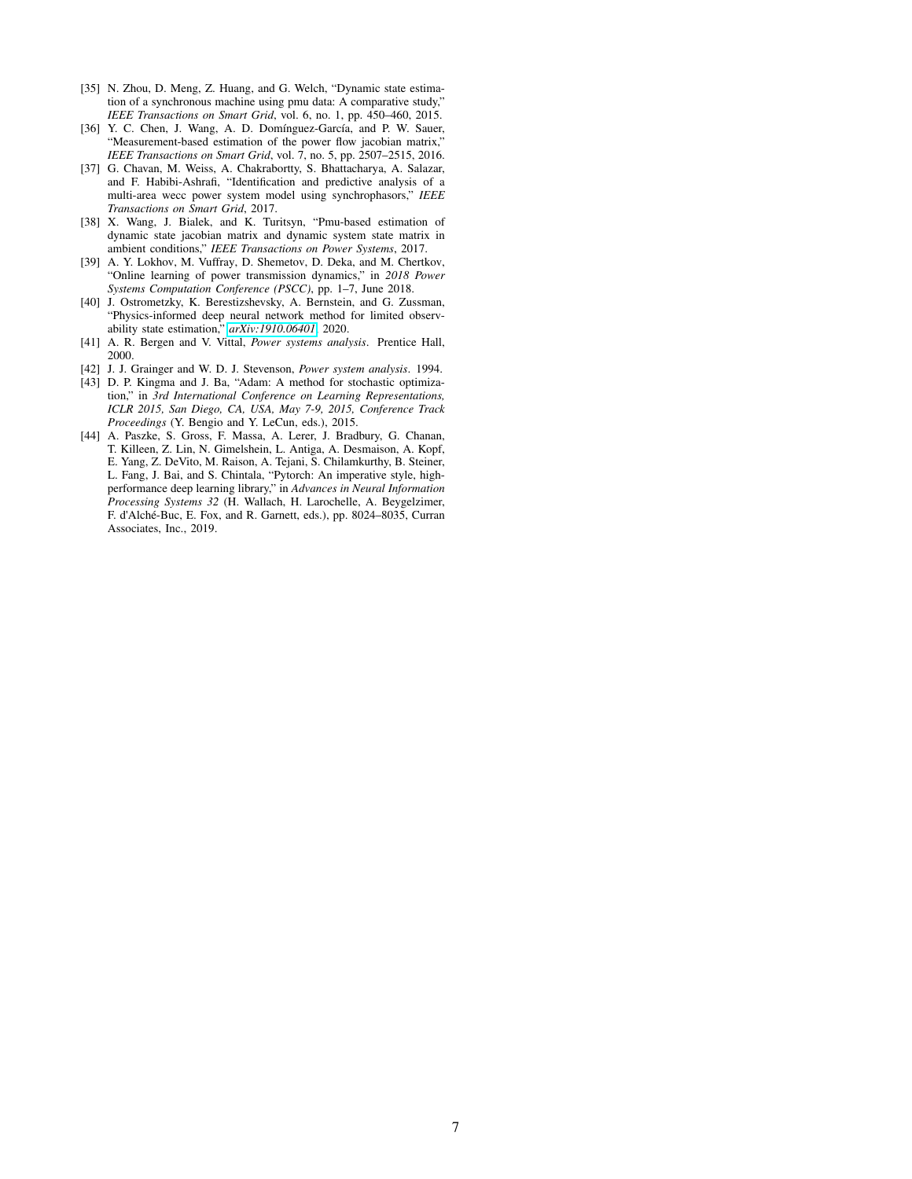[35] N. Zhou, D. Meng, Z. Huang, and G. Welch, "Dynamic state estimation of a synchronous machine using pmu data: A comparative study," *IEEE Transactions on Smart Grid*, vol. 6, no. 1, pp. 450–460, 2015.

[36] Y. C. Chen, J. Wang, A. D. Domínguez-García, and P. W. Sauer, "Measurement-based estimation of the power flow jacobian matrix," *IEEE Transactions on Smart Grid*, vol. 7, no. 5, pp. 2507–2515, 2016.

[37] G. Chavan, M. Weiss, A. Chakrabortty, S. Bhattacharya, A. Salazar, and F. Habibi-Ashrafi, "Identification and predictive analysis of a multi-area wecc power system model using synchrophasors," *IEEE Transactions on Smart Grid*, 2017.

[38] X. Wang, J. Bialek, and K. Turitsyn, "Pmu-based estimation of dynamic state jacobian matrix and dynamic system state matrix in ambient conditions," *IEEE Transactions on Power Systems*, 2017.

[39] A. Y. Lokhov, M. Vuffray, D. Shemetov, D. Deka, and M. Chertkov, "Online learning of power transmission dynamics," in *2018 Power Systems Computation Conference (PSCC)*, pp. 1–7, June 2018.

[40] J. Ostrometzky, K. Berestizshevsky, A. Bernstein, and G. Zussman, "Physics-informed deep neural network method for limited observability state estimation," *arXiv:1910.06401*, 2020.

[41] A. R. Bergen and V. Vittal, *Power systems analysis*. Prentice Hall, 2000.

[42] J. J. Grainger and W. D. J. Stevenson, *Power system analysis*. 1994.

[43] D. P. Kingma and J. Ba, "Adam: A method for stochastic optimization," in *3rd International Conference on Learning Representations, ICLR 2015, San Diego, CA, USA, May 7-9, 2015, Conference Track Proceedings* (Y. Bengio and Y. LeCun, eds.), 2015.

[44] A. Paszke, S. Gross, F. Massa, A. Lerer, J. Bradbury, G. Chanan, T. Killeen, Z. Lin, N. Gimelshein, L. Antiga, A. Desmaison, A. Kopf, E. Yang, Z. DeVito, M. Raison, A. Tejani, S. Chilamkurthy, B. Steiner, L. Fang, J. Bai, and S. Chintala, "Pytorch: An imperative style, high-performance deep learning library," in *Advances in Neural Information Processing Systems 32* (H. Wallach, H. Larochelle, A. Beygelzimer, F. d'Alché-Buc, E. Fox, and R. Garnett, eds.), pp. 8024–8035, Curran Associates, Inc., 2019.